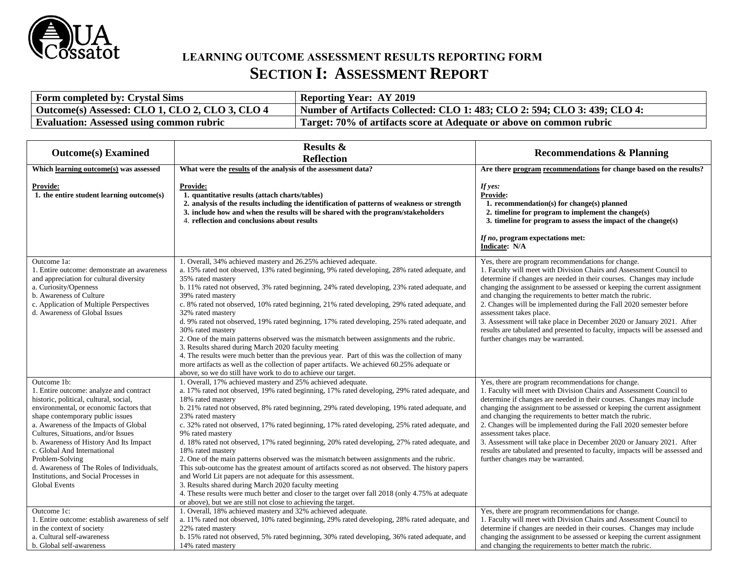# LEARNING OUTCOME ASSESSMENT RESULTS REPORTING FORM

## SECTION I: ASSESSMENT REPORT

| Form completed by: Crystal Sims | Reporting Year: AY 2019 |
|---|---|
| Outcome(s) Assessed: CLO 1, CLO 2, CLO 3, CLO 4 | Number of Artifacts Collected: CLO 1: 483; CLO 2: 594; CLO 3: 439; CLO 4: |
| Evaluation: Assessed using common rubric | Target: 70% of artifacts score at Adequate or above on common rubric |

| Outcome(s) Examined | Results & Reflection | Recommendations & Planning |
|---|---|---|
| **Which learning outcome(s) was assessed**<br><br>**Provide:**<br>**1. the entire student learning outcome(s)** | **What were the results of the analysis of the assessment data?**<br><br>**Provide:**<br>**1. quantitative results (attach charts/tables)**<br>**2. analysis of the results including the identification of patterns of weakness or strength**<br>**3. include how and when the results will be shared with the program/stakeholders**<br>**4. reflection and conclusions about results** | **Are there program recommendations for change based on the results?**<br><br>***If yes:***<br>**Provide:**<br>**1. recommendation(s) for change(s) planned**<br>**2. timeline for program to implement the change(s)**<br>**3. timeline for program to assess the impact of the change(s)**<br><br>***If no*, program expectations met:**<br>**Indicate: N/A** |
| Outcome 1a:<br>1. Entire outcome: demonstrate an awareness and appreciation for cultural diversity<br>a. Curiosity/Openness<br>b. Awareness of Culture<br>c. Application of Multiple Perspectives<br>d. Awareness of Global Issues | 1. Overall, 34% achieved mastery and 26.25% achieved adequate.<br>a. 15% rated not observed, 13% rated beginning, 9% rated developing, 28% rated adequate, and 35% rated mastery<br>b. 11% rated not observed, 3% rated beginning, 24% rated developing, 23% rated adequate, and 39% rated mastery<br>c. 8% rated not observed, 10% rated beginning, 21% rated developing, 29% rated adequate, and 32% rated mastery<br>d. 9% rated not observed, 19% rated beginning, 17% rated developing, 25% rated adequate, and 30% rated mastery<br>2. One of the main patterns observed was the mismatch between assignments and the rubric.<br>3. Results shared during March 2020 faculty meeting<br>4. The results were much better than the previous year. Part of this was the collection of many more artifacts as well as the collection of paper artifacts. We achieved 60.25% adequate or above, so we do still have work to do to achieve our target. | Yes, there are program recommendations for change.<br>1. Faculty will meet with Division Chairs and Assessment Council to determine if changes are needed in their courses. Changes may include changing the assignment to be assessed or keeping the current assignment and changing the requirements to better match the rubric.<br>2. Changes will be implemented during the Fall 2020 semester before assessment takes place.<br>3. Assessment will take place in December 2020 or January 2021. After results are tabulated and presented to faculty, impacts will be assessed and further changes may be warranted. |
| Outcome 1b:<br>1. Entire outcome: analyze and contract historic, political, cultural, social, environmental, or economic factors that shape contemporary public issues<br>a. Awareness of the Impacts of Global Cultures, Situations, and/or Issues<br>b. Awareness of History And Its Impact<br>c. Global And International Problem-Solving<br>d. Awareness of The Roles of Individuals, Institutions, and Social Processes in Global Events | 1. Overall, 17% achieved mastery and 25% achieved adequate.<br>a. 17% rated not observed, 19% rated beginning, 17% rated developing, 29% rated adequate, and 18% rated mastery<br>b. 21% rated not observed, 8% rated beginning, 29% rated developing, 19% rated adequate, and 23% rated mastery<br>c. 32% rated not observed, 17% rated beginning, 17% rated developing, 25% rated adequate, and 9% rated mastery<br>d. 18% rated not observed, 17% rated beginning, 20% rated developing, 27% rated adequate, and 18% rated mastery<br>2. One of the main patterns observed was the mismatch between assignments and the rubric. This sub-outcome has the greatest amount of artifacts scored as not observed. The history papers and World Lit papers are not adequate for this assessment.<br>3. Results shared during March 2020 faculty meeting<br>4. These results were much better and closer to the target over fall 2018 (only 4.75% at adequate or above), but we are still not close to achieving the target. | Yes, there are program recommendations for change.<br>1. Faculty will meet with Division Chairs and Assessment Council to determine if changes are needed in their courses. Changes may include changing the assignment to be assessed or keeping the current assignment and changing the requirements to better match the rubric.<br>2. Changes will be implemented during the Fall 2020 semester before assessment takes place.<br>3. Assessment will take place in December 2020 or January 2021. After results are tabulated and presented to faculty, impacts will be assessed and further changes may be warranted. |
| Outcome 1c:<br>1. Entire outcome: establish awareness of self in the context of society<br>a. Cultural self-awareness<br>b. Global self-awareness | 1. Overall, 18% achieved mastery and 32% achieved adequate.<br>a. 11% rated not observed, 10% rated beginning, 29% rated developing, 28% rated adequate, and 22% rated mastery<br>b. 15% rated not observed, 5% rated beginning, 30% rated developing, 36% rated adequate, and 14% rated mastery | Yes, there are program recommendations for change.<br>1. Faculty will meet with Division Chairs and Assessment Council to determine if changes are needed in their courses. Changes may include changing the assignment to be assessed or keeping the current assignment and changing the requirements to better match the rubric. |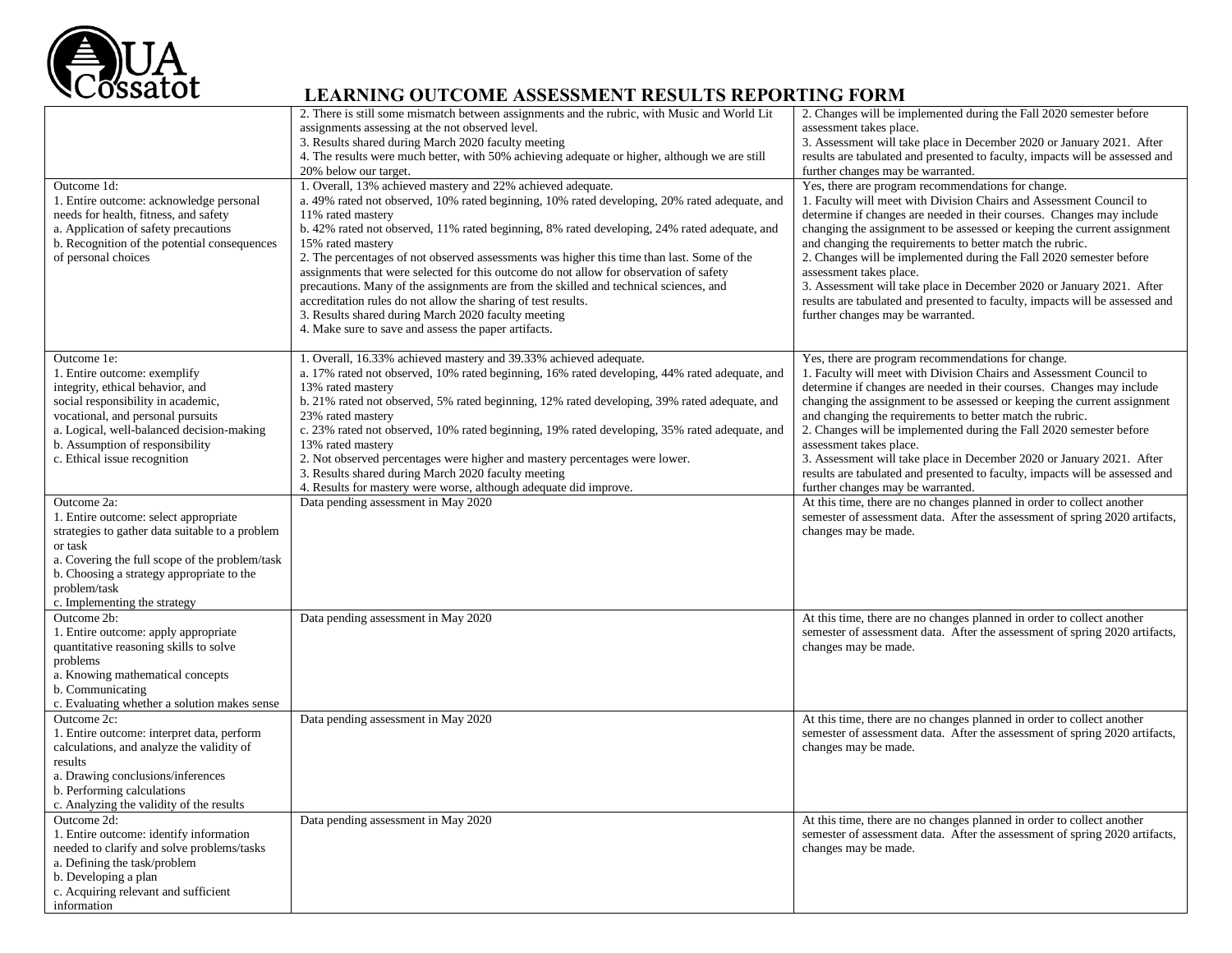# LEARNING OUTCOME ASSESSMENT RESULTS REPORTING FORM

| | | |
|---|---|---|
| | 2. There is still some mismatch between assignments and the rubric, with Music and World Lit assignments assessing at the not observed level.<br>3. Results shared during March 2020 faculty meeting<br>4. The results were much better, with 50% achieving adequate or higher, although we are still 20% below our target. | 2. Changes will be implemented during the Fall 2020 semester before assessment takes place.<br>3. Assessment will take place in December 2020 or January 2021. After results are tabulated and presented to faculty, impacts will be assessed and further changes may be warranted. |
| Outcome 1d:<br>1. Entire outcome: acknowledge personal needs for health, fitness, and safety<br>a. Application of safety precautions<br>b. Recognition of the potential consequences of personal choices | 1. Overall, 13% achieved mastery and 22% achieved adequate.<br>a. 49% rated not observed, 10% rated beginning, 10% rated developing, 20% rated adequate, and 11% rated mastery<br>b. 42% rated not observed, 11% rated beginning, 8% rated developing, 24% rated adequate, and 15% rated mastery<br>2. The percentages of not observed assessments was higher this time than last. Some of the assignments that were selected for this outcome do not allow for observation of safety precautions. Many of the assignments are from the skilled and technical sciences, and accreditation rules do not allow the sharing of test results.<br>3. Results shared during March 2020 faculty meeting<br>4. Make sure to save and assess the paper artifacts. | Yes, there are program recommendations for change.<br>1. Faculty will meet with Division Chairs and Assessment Council to determine if changes are needed in their courses. Changes may include changing the assignment to be assessed or keeping the current assignment and changing the requirements to better match the rubric.<br>2. Changes will be implemented during the Fall 2020 semester before assessment takes place.<br>3. Assessment will take place in December 2020 or January 2021. After results are tabulated and presented to faculty, impacts will be assessed and further changes may be warranted. |
| Outcome 1e:<br>1. Entire outcome: exemplify integrity, ethical behavior, and social responsibility in academic, vocational, and personal pursuits<br>a. Logical, well-balanced decision-making<br>b. Assumption of responsibility<br>c. Ethical issue recognition | 1. Overall, 16.33% achieved mastery and 39.33% achieved adequate.<br>a. 17% rated not observed, 10% rated beginning, 16% rated developing, 44% rated adequate, and 13% rated mastery<br>b. 21% rated not observed, 5% rated beginning, 12% rated developing, 39% rated adequate, and 23% rated mastery<br>c. 23% rated not observed, 10% rated beginning, 19% rated developing, 35% rated adequate, and 13% rated mastery<br>2. Not observed percentages were higher and mastery percentages were lower.<br>3. Results shared during March 2020 faculty meeting<br>4. Results for mastery were worse, although adequate did improve. | Yes, there are program recommendations for change.<br>1. Faculty will meet with Division Chairs and Assessment Council to determine if changes are needed in their courses. Changes may include changing the assignment to be assessed or keeping the current assignment and changing the requirements to better match the rubric.<br>2. Changes will be implemented during the Fall 2020 semester before assessment takes place.<br>3. Assessment will take place in December 2020 or January 2021. After results are tabulated and presented to faculty, impacts will be assessed and further changes may be warranted. |
| Outcome 2a:<br>1. Entire outcome: select appropriate strategies to gather data suitable to a problem or task<br>a. Covering the full scope of the problem/task<br>b. Choosing a strategy appropriate to the problem/task<br>c. Implementing the strategy | Data pending assessment in May 2020 | At this time, there are no changes planned in order to collect another semester of assessment data. After the assessment of spring 2020 artifacts, changes may be made. |
| Outcome 2b:<br>1. Entire outcome: apply appropriate quantitative reasoning skills to solve problems<br>a. Knowing mathematical concepts<br>b. Communicating<br>c. Evaluating whether a solution makes sense | Data pending assessment in May 2020 | At this time, there are no changes planned in order to collect another semester of assessment data. After the assessment of spring 2020 artifacts, changes may be made. |
| Outcome 2c:<br>1. Entire outcome: interpret data, perform calculations, and analyze the validity of results<br>a. Drawing conclusions/inferences<br>b. Performing calculations<br>c. Analyzing the validity of the results | Data pending assessment in May 2020 | At this time, there are no changes planned in order to collect another semester of assessment data. After the assessment of spring 2020 artifacts, changes may be made. |
| Outcome 2d:<br>1. Entire outcome: identify information needed to clarify and solve problems/tasks<br>a. Defining the task/problem<br>b. Developing a plan<br>c. Acquiring relevant and sufficient information | Data pending assessment in May 2020 | At this time, there are no changes planned in order to collect another semester of assessment data. After the assessment of spring 2020 artifacts, changes may be made. |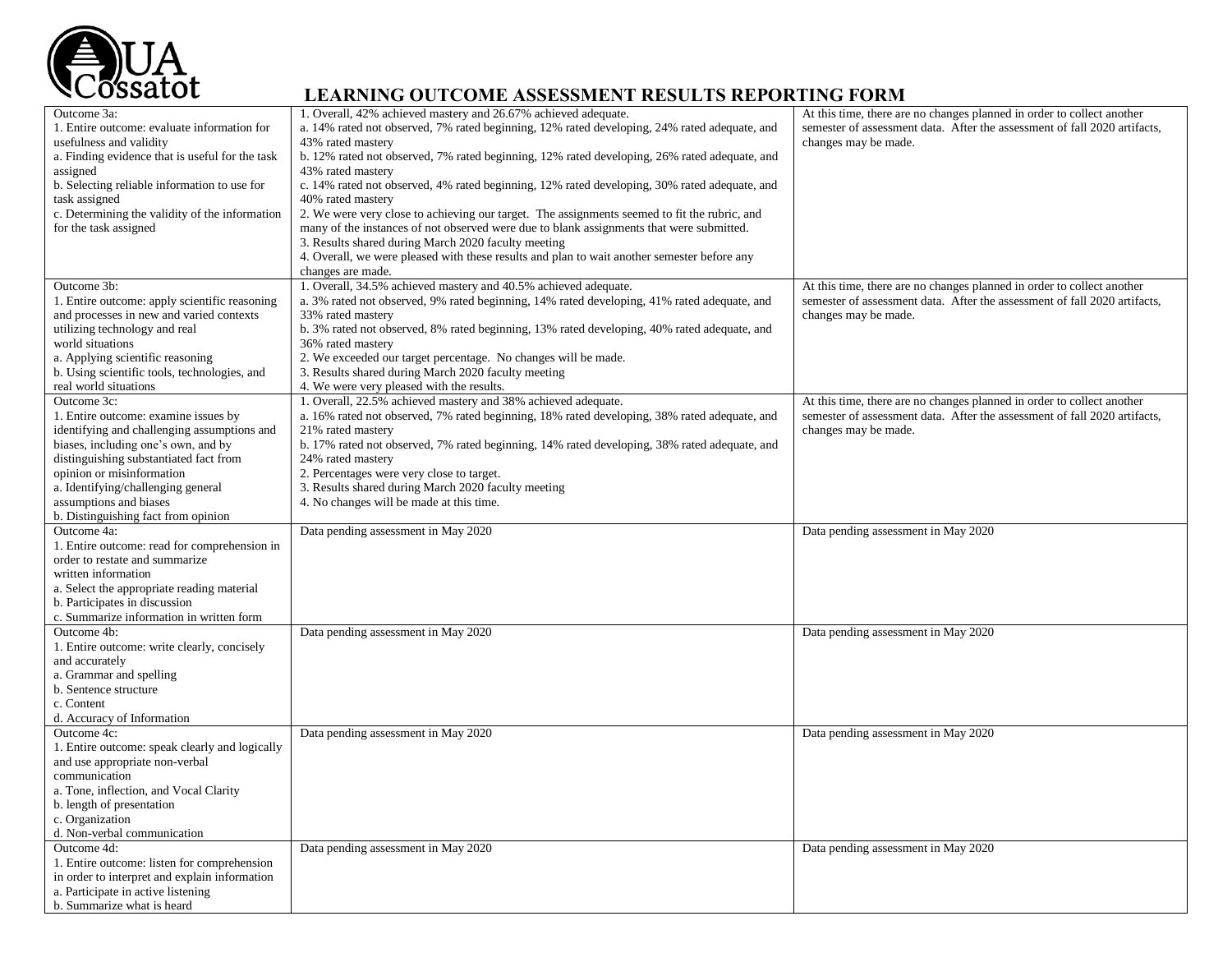# LEARNING OUTCOME ASSESSMENT RESULTS REPORTING FORM

| | | |
|---|---|---|
| Outcome 3a:<br>1. Entire outcome: evaluate information for usefulness and validity<br>a. Finding evidence that is useful for the task assigned<br>b. Selecting reliable information to use for task assigned<br>c. Determining the validity of the information for the task assigned | 1. Overall, 42% achieved mastery and 26.67% achieved adequate.<br>a. 14% rated not observed, 7% rated beginning, 12% rated developing, 24% rated adequate, and 43% rated mastery<br>b. 12% rated not observed, 7% rated beginning, 12% rated developing, 26% rated adequate, and 43% rated mastery<br>c. 14% rated not observed, 4% rated beginning, 12% rated developing, 30% rated adequate, and 40% rated mastery<br>2. We were very close to achieving our target. The assignments seemed to fit the rubric, and many of the instances of not observed were due to blank assignments that were submitted.<br>3. Results shared during March 2020 faculty meeting<br>4. Overall, we were pleased with these results and plan to wait another semester before any changes are made. | At this time, there are no changes planned in order to collect another semester of assessment data. After the assessment of fall 2020 artifacts, changes may be made. |
| Outcome 3b:<br>1. Entire outcome: apply scientific reasoning and processes in new and varied contexts utilizing technology and real world situations<br>a. Applying scientific reasoning<br>b. Using scientific tools, technologies, and real world situations | 1. Overall, 34.5% achieved mastery and 40.5% achieved adequate.<br>a. 3% rated not observed, 9% rated beginning, 14% rated developing, 41% rated adequate, and 33% rated mastery<br>b. 3% rated not observed, 8% rated beginning, 13% rated developing, 40% rated adequate, and 36% rated mastery<br>2. We exceeded our target percentage. No changes will be made.<br>3. Results shared during March 2020 faculty meeting<br>4. We were very pleased with the results. | At this time, there are no changes planned in order to collect another semester of assessment data. After the assessment of fall 2020 artifacts, changes may be made. |
| Outcome 3c:<br>1. Entire outcome: examine issues by identifying and challenging assumptions and biases, including one's own, and by distinguishing substantiated fact from opinion or misinformation<br>a. Identifying/challenging general assumptions and biases<br>b. Distinguishing fact from opinion | 1. Overall, 22.5% achieved mastery and 38% achieved adequate.<br>a. 16% rated not observed, 7% rated beginning, 18% rated developing, 38% rated adequate, and 21% rated mastery<br>b. 17% rated not observed, 7% rated beginning, 14% rated developing, 38% rated adequate, and 24% rated mastery<br>2. Percentages were very close to target.<br>3. Results shared during March 2020 faculty meeting<br>4. No changes will be made at this time. | At this time, there are no changes planned in order to collect another semester of assessment data. After the assessment of fall 2020 artifacts, changes may be made. |
| Outcome 4a:<br>1. Entire outcome: read for comprehension in order to restate and summarize written information<br>a. Select the appropriate reading material<br>b. Participates in discussion<br>c. Summarize information in written form | Data pending assessment in May 2020 | Data pending assessment in May 2020 |
| Outcome 4b:<br>1. Entire outcome: write clearly, concisely and accurately<br>a. Grammar and spelling<br>b. Sentence structure<br>c. Content<br>d. Accuracy of Information | Data pending assessment in May 2020 | Data pending assessment in May 2020 |
| Outcome 4c:<br>1. Entire outcome: speak clearly and logically and use appropriate non-verbal communication<br>a. Tone, inflection, and Vocal Clarity<br>b. length of presentation<br>c. Organization<br>d. Non-verbal communication | Data pending assessment in May 2020 | Data pending assessment in May 2020 |
| Outcome 4d:<br>1. Entire outcome: listen for comprehension in order to interpret and explain information<br>a. Participate in active listening<br>b. Summarize what is heard | Data pending assessment in May 2020 | Data pending assessment in May 2020 |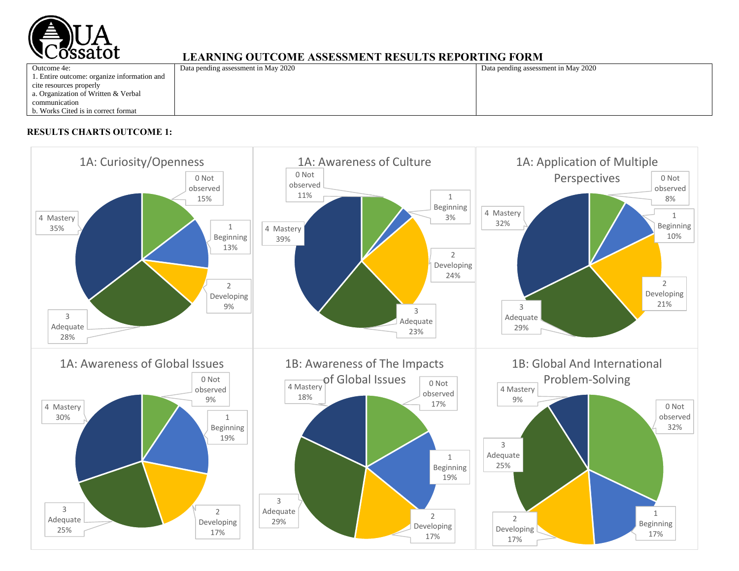# LEARNING OUTCOME ASSESSMENT RESULTS REPORTING FORM

| Outcome 4e:<br>1. Entire outcome: organize information and cite resources properly<br>a. Organization of Written & Verbal communication<br>b. Works Cited is in correct format | Data pending assessment in May 2020 | Data pending assessment in May 2020 |
|---|---|---|

**RESULTS CHARTS OUTCOME 1:**

**1A: Curiosity/Openness**

- 0 Not observed 15%
- 1 Beginning 13%
- 2 Developing 9%
- 3 Adequate 28%
- 4 Mastery 35%

**1A: Awareness of Culture**

- 0 Not observed 11%
- 1 Beginning 3%
- 2 Developing 24%
- 3 Adequate 23%
- 4 Mastery 39%

**1A: Application of Multiple Perspectives**

- 0 Not observed 8%
- 1 Beginning 10%
- 2 Developing 21%
- 3 Adequate 29%
- 4 Mastery 32%

**1A: Awareness of Global Issues**

- 0 Not observed 9%
- 1 Beginning 19%
- 2 Developing 17%
- 3 Adequate 25%
- 4 Mastery 30%

**1B: Awareness of The Impacts of Global Issues**

- 0 Not observed 17%
- 1 Beginning 19%
- 2 Developing 17%
- 3 Adequate 29%
- 4 Mastery 18%

**1B: Global And International Problem-Solving**

- 0 Not observed 32%
- 1 Beginning 17%
- 2 Developing 17%
- 3 Adequate 25%
- 4 Mastery 9%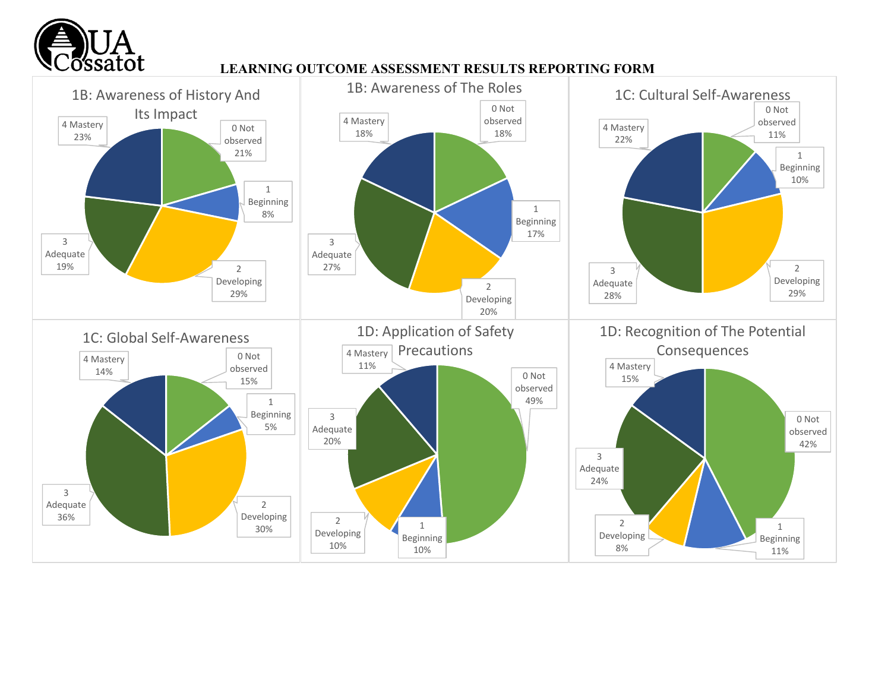# LEARNING OUTCOME ASSESSMENT RESULTS REPORTING FORM

### 1B: Awareness of History And Its Impact

| Rating | Percentage |
|---|---|
| 0 Not observed | 21% |
| 1 Beginning | 8% |
| 2 Developing | 29% |
| 3 Adequate | 19% |
| 4 Mastery | 23% |

### 1B: Awareness of The Roles

| Rating | Percentage |
|---|---|
| 0 Not observed | 18% |
| 1 Beginning | 17% |
| 2 Developing | 20% |
| 3 Adequate | 27% |
| 4 Mastery | 18% |

### 1C: Cultural Self-Awareness

| Rating | Percentage |
|---|---|
| 0 Not observed | 11% |
| 1 Beginning | 10% |
| 2 Developing | 29% |
| 3 Adequate | 28% |
| 4 Mastery | 22% |

### 1C: Global Self-Awareness

| Rating | Percentage |
|---|---|
| 0 Not observed | 15% |
| 1 Beginning | 5% |
| 2 Developing | 30% |
| 3 Adequate | 36% |
| 4 Mastery | 14% |

### 1D: Application of Safety Precautions

| Rating | Percentage |
|---|---|
| 0 Not observed | 49% |
| 1 Beginning | 10% |
| 2 Developing | 10% |
| 3 Adequate | 20% |
| 4 Mastery | 11% |

### 1D: Recognition of The Potential Consequences

| Rating | Percentage |
|---|---|
| 0 Not observed | 42% |
| 1 Beginning | 11% |
| 2 Developing | 8% |
| 3 Adequate | 24% |
| 4 Mastery | 15% |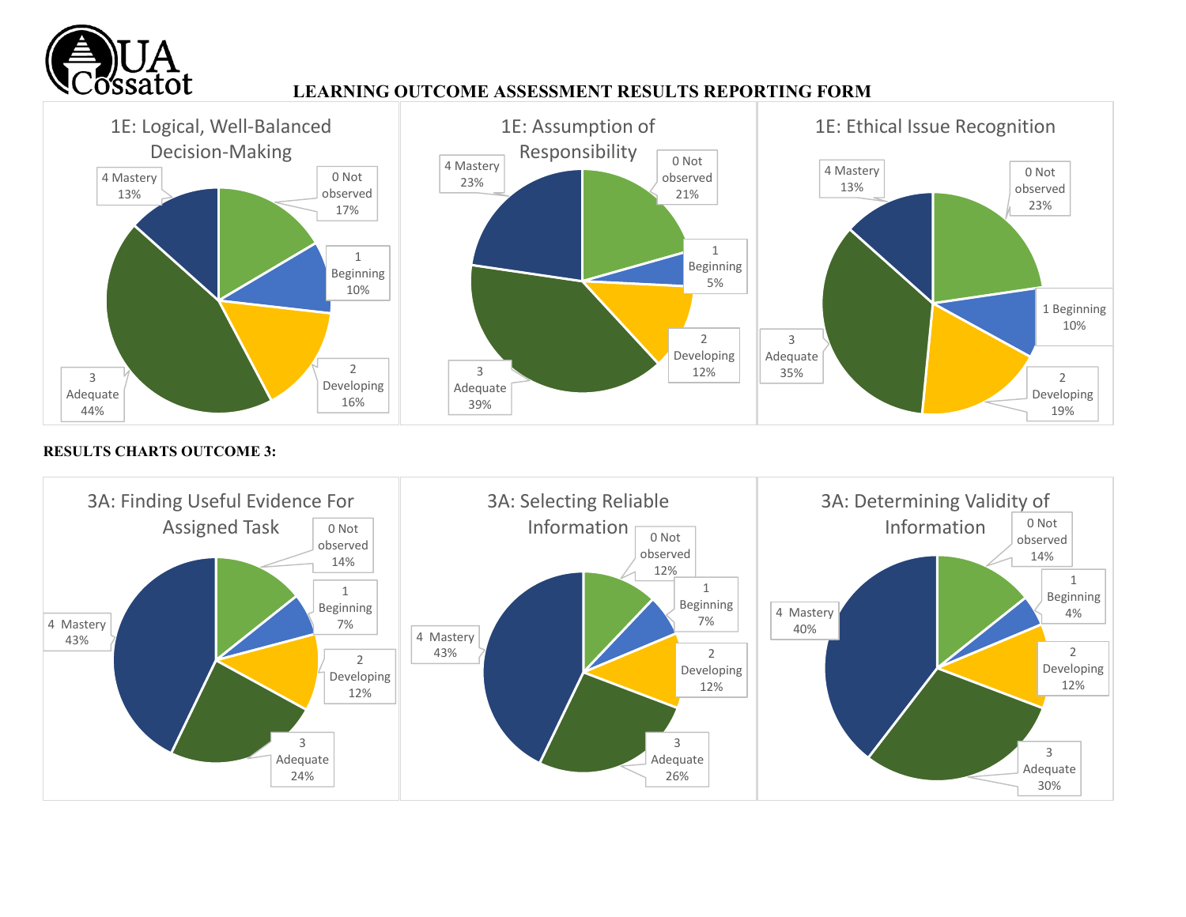# LEARNING OUTCOME ASSESSMENT RESULTS REPORTING FORM

### 1E: Logical, Well-Balanced Decision-Making

| Rating | Percent |
|---|---|
| 0 Not observed | 17% |
| 1 Beginning | 10% |
| 2 Developing | 16% |
| 3 Adequate | 44% |
| 4 Mastery | 13% |

### 1E: Assumption of Responsibility

| Rating | Percent |
|---|---|
| 0 Not observed | 21% |
| 1 Beginning | 5% |
| 2 Developing | 12% |
| 3 Adequate | 39% |
| 4 Mastery | 23% |

### 1E: Ethical Issue Recognition

| Rating | Percent |
|---|---|
| 0 Not observed | 23% |
| 1 Beginning | 10% |
| 2 Developing | 19% |
| 3 Adequate | 35% |
| 4 Mastery | 13% |

**RESULTS CHARTS OUTCOME 3:**

### 3A: Finding Useful Evidence For Assigned Task

| Rating | Percent |
|---|---|
| 0 Not observed | 14% |
| 1 Beginning | 7% |
| 2 Developing | 12% |
| 3 Adequate | 24% |
| 4 Mastery | 43% |

### 3A: Selecting Reliable Information

| Rating | Percent |
|---|---|
| 0 Not observed | 12% |
| 1 Beginning | 7% |
| 2 Developing | 12% |
| 3 Adequate | 26% |
| 4 Mastery | 43% |

### 3A: Determining Validity of Information

| Rating | Percent |
|---|---|
| 0 Not observed | 14% |
| 1 Beginning | 4% |
| 2 Developing | 12% |
| 3 Adequate | 30% |
| 4 Mastery | 40% |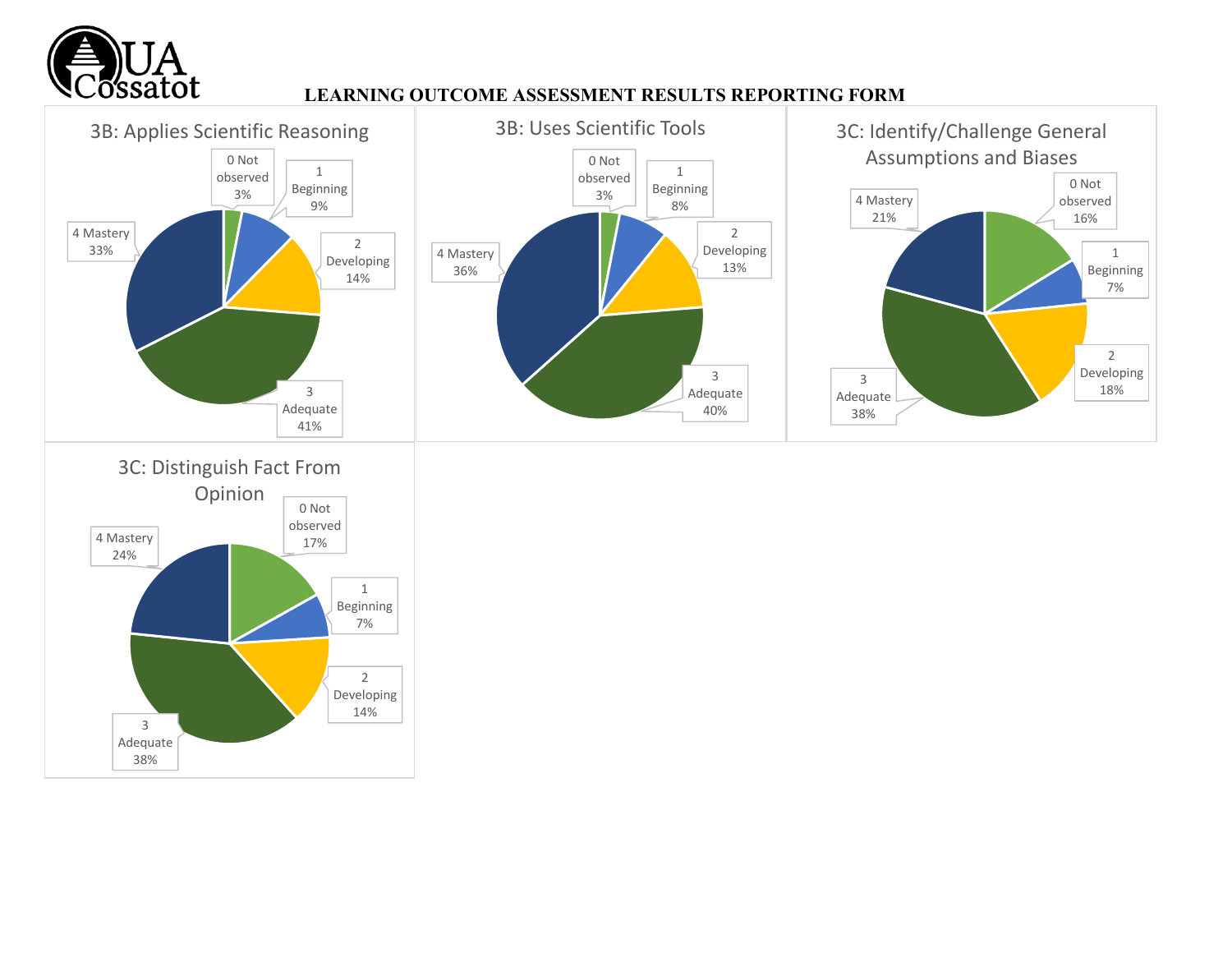UA Cossatot

**LEARNING OUTCOME ASSESSMENT RESULTS REPORTING FORM**

3B: Applies Scientific Reasoning

0 Not observed 3%

1 Beginning 9%

2 Developing 14%

3 Adequate 41%

4 Mastery 33%

3B: Uses Scientific Tools

0 Not observed 3%

1 Beginning 8%

2 Developing 13%

3 Adequate 40%

4 Mastery 36%

3C: Identify/Challenge General Assumptions and Biases

0 Not observed 16%

1 Beginning 7%

2 Developing 18%

3 Adequate 38%

4 Mastery 21%

3C: Distinguish Fact From Opinion

0 Not observed 17%

1 Beginning 7%

2 Developing 14%

3 Adequate 38%

4 Mastery 24%